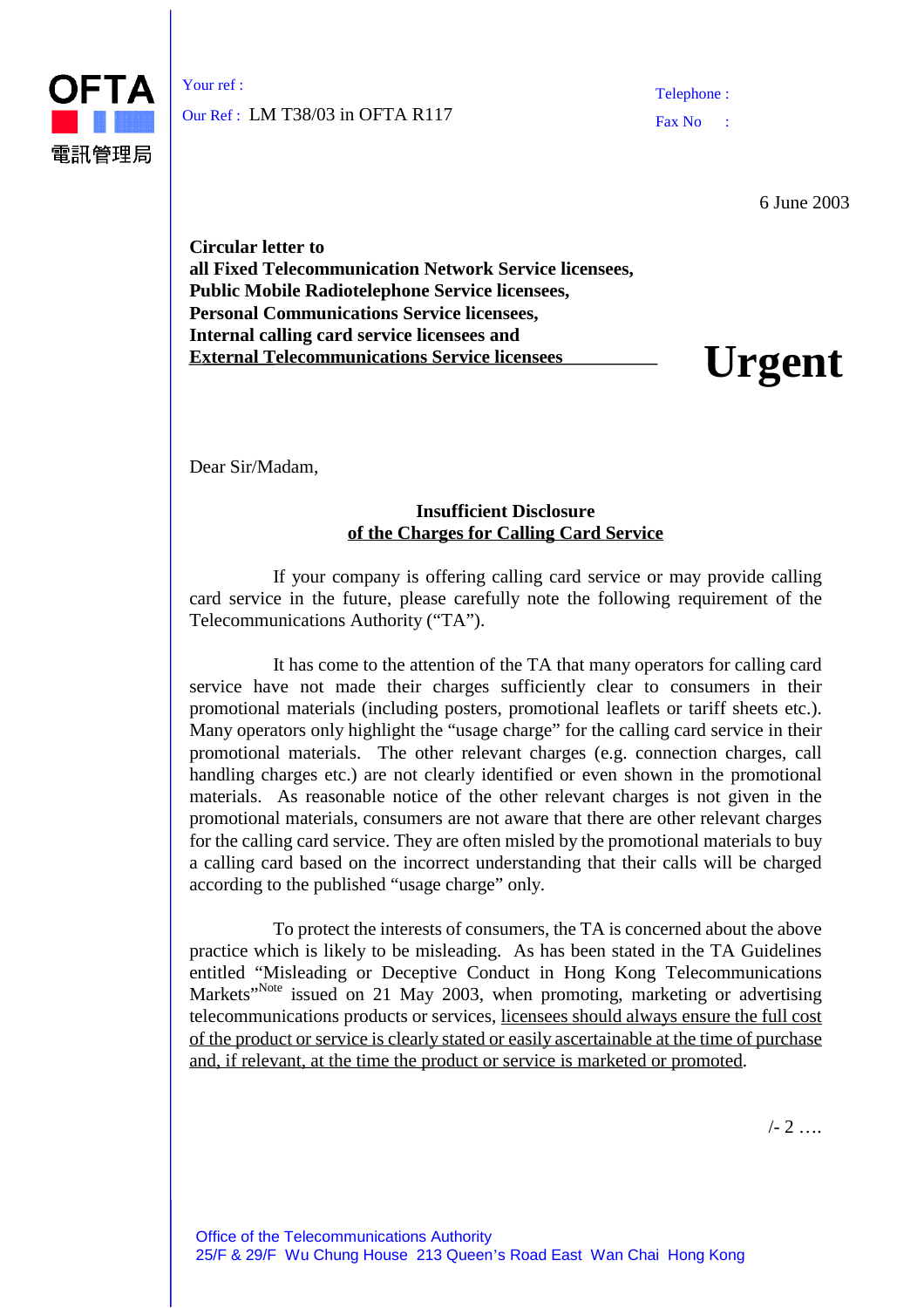OFTA
電訊管理局

Your ref :

Our Ref : LM T38/03 in OFTA R117

Telephone :

Fax No :

6 June 2003

**Circular letter to**
**all Fixed Telecommunication Network Service licensees,**
**Public Mobile Radiotelephone Service licensees,**
**Personal Communications Service licensees,**
**Internal calling card service licensees and**
**External Telecommunications Service licensees**

# Urgent

Dear Sir/Madam,

**Insufficient Disclosure**
**of the Charges for Calling Card Service**

If your company is offering calling card service or may provide calling card service in the future, please carefully note the following requirement of the Telecommunications Authority ("TA").

It has come to the attention of the TA that many operators for calling card service have not made their charges sufficiently clear to consumers in their promotional materials (including posters, promotional leaflets or tariff sheets etc.). Many operators only highlight the "usage charge" for the calling card service in their promotional materials. The other relevant charges (e.g. connection charges, call handling charges etc.) are not clearly identified or even shown in the promotional materials. As reasonable notice of the other relevant charges is not given in the promotional materials, consumers are not aware that there are other relevant charges for the calling card service. They are often misled by the promotional materials to buy a calling card based on the incorrect understanding that their calls will be charged according to the published "usage charge" only.

To protect the interests of consumers, the TA is concerned about the above practice which is likely to be misleading. As has been stated in the TA Guidelines entitled "Misleading or Deceptive Conduct in Hong Kong Telecommunications Markets"[Note] issued on 21 May 2003, when promoting, marketing or advertising telecommunications products or services, licensees should always ensure the full cost of the product or service is clearly stated or easily ascertainable at the time of purchase and, if relevant, at the time the product or service is marketed or promoted.

/- 2 ….

Office of the Telecommunications Authority
25/F & 29/F Wu Chung House 213 Queen's Road East Wan Chai Hong Kong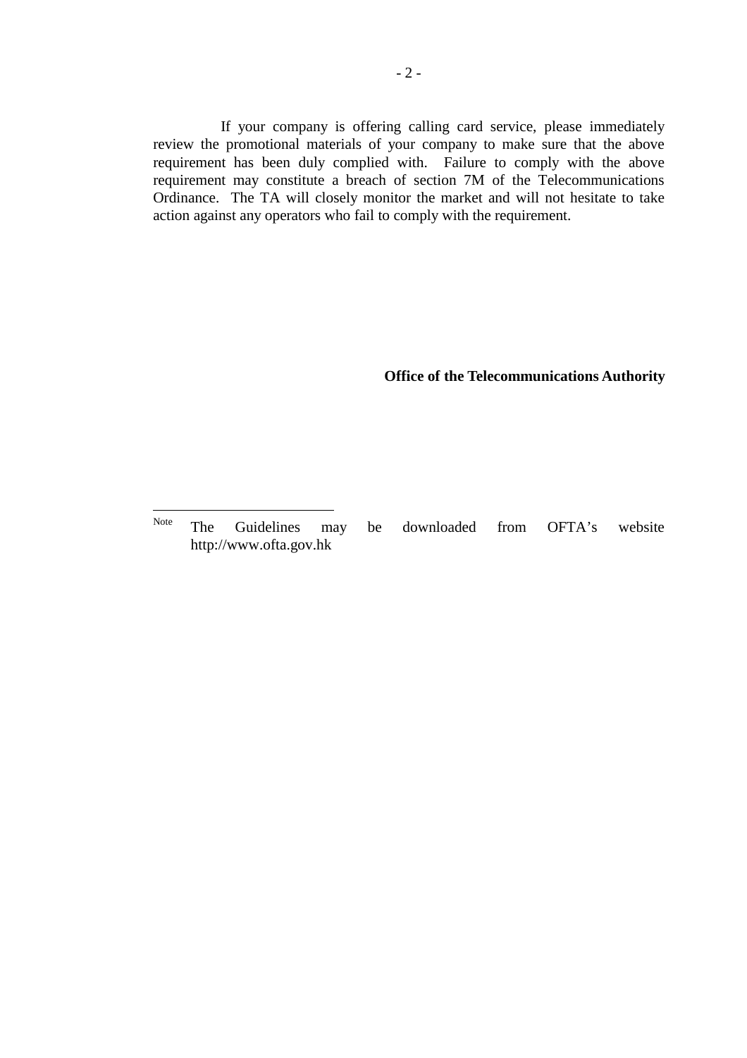If your company is offering calling card service, please immediately review the promotional materials of your company to make sure that the above requirement has been duly complied with. Failure to comply with the above requirement may constitute a breach of section 7M of the Telecommunications Ordinance. The TA will closely monitor the market and will not hesitate to take action against any operators who fail to comply with the requirement.

**Office of the Telecommunications Authority**

---

[Note] The Guidelines may be downloaded from OFTA's website http://www.ofta.gov.hk